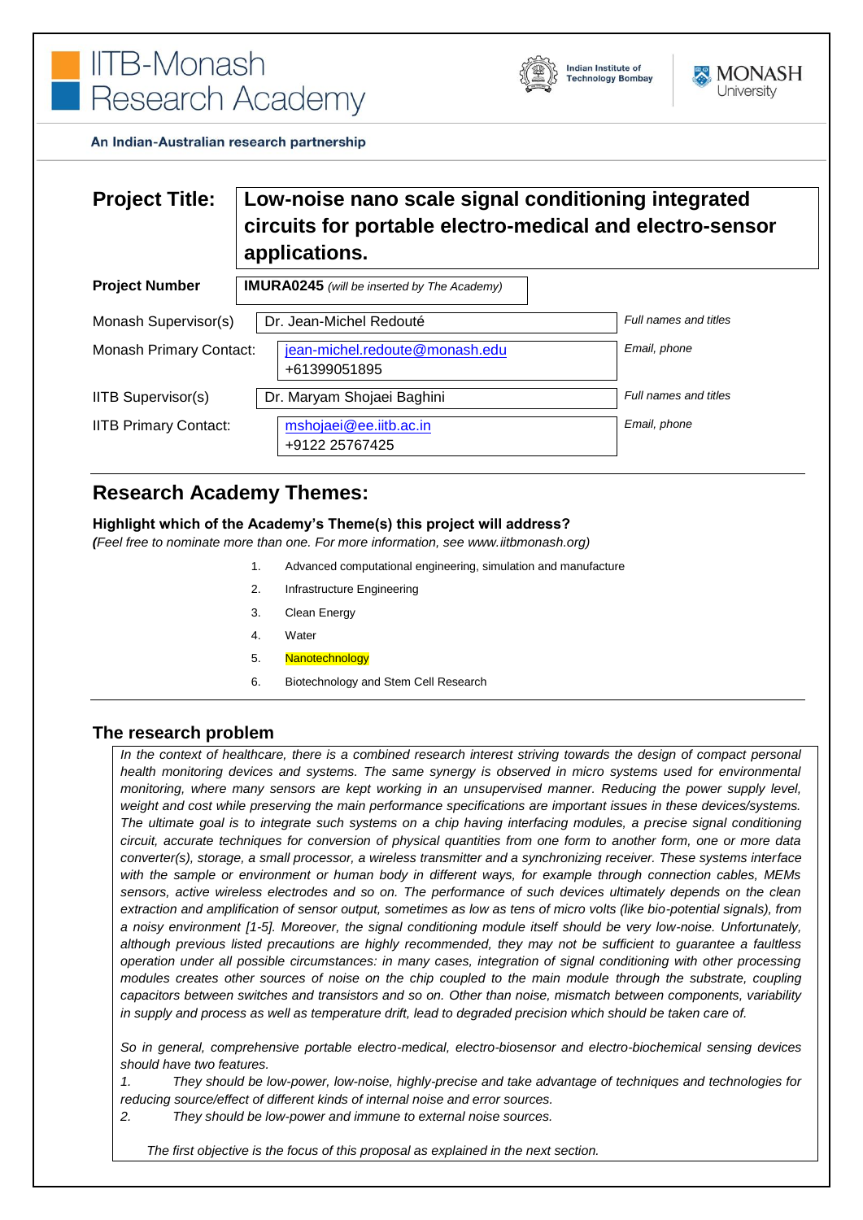IITB-Monash Research Academy

Indian Institute of Technology Bombay | MONASH University

**An Indian-Australian research partnership**

| | |
|---|---|
| **Project Title:** | **Low-noise nano scale signal conditioning integrated circuits for portable electro-medical and electro-sensor applications.** |
| **Project Number** | **IMURA0245** *(will be inserted by The Academy)* |

| | | |
|---|---|---|
| Monash Supervisor(s) | Dr. Jean-Michel Redouté | *Full names and titles* |
| Monash Primary Contact: | jean-michel.redoute@monash.edu<br>+61399051895 | *Email, phone* |
| IITB Supervisor(s) | Dr. Maryam Shojaei Baghini | *Full names and titles* |
| IITB Primary Contact: | mshojaei@ee.iitb.ac.in<br>+9122 25767425 | *Email, phone* |

## Research Academy Themes:

**Highlight which of the Academy's Theme(s) this project will address?**

***(****Feel free to nominate more than one. For more information, see www.iitbmonash.org)*

1. Advanced computational engineering, simulation and manufacture
2. Infrastructure Engineering
3. Clean Energy
4. Water
5. Nanotechnology
6. Biotechnology and Stem Cell Research

### The research problem

*In the context of healthcare, there is a combined research interest striving towards the design of compact personal health monitoring devices and systems. The same synergy is observed in micro systems used for environmental monitoring, where many sensors are kept working in an unsupervised manner. Reducing the power supply level, weight and cost while preserving the main performance specifications are important issues in these devices/systems. The ultimate goal is to integrate such systems on a chip having interfacing modules, a precise signal conditioning circuit, accurate techniques for conversion of physical quantities from one form to another form, one or more data converter(s), storage, a small processor, a wireless transmitter and a synchronizing receiver. These systems interface with the sample or environment or human body in different ways, for example through connection cables, MEMs sensors, active wireless electrodes and so on. The performance of such devices ultimately depends on the clean extraction and amplification of sensor output, sometimes as low as tens of micro volts (like bio-potential signals), from a noisy environment [1-5]. Moreover, the signal conditioning module itself should be very low-noise. Unfortunately, although previous listed precautions are highly recommended, they may not be sufficient to guarantee a faultless operation under all possible circumstances: in many cases, integration of signal conditioning with other processing modules creates other sources of noise on the chip coupled to the main module through the substrate, coupling capacitors between switches and transistors and so on. Other than noise, mismatch between components, variability in supply and process as well as temperature drift, lead to degraded precision which should be taken care of.*

*So in general, comprehensive portable electro-medical, electro-biosensor and electro-biochemical sensing devices should have two features.*

*1. They should be low-power, low-noise, highly-precise and take advantage of techniques and technologies for reducing source/effect of different kinds of internal noise and error sources.*

*2. They should be low-power and immune to external noise sources.*

*The first objective is the focus of this proposal as explained in the next section.*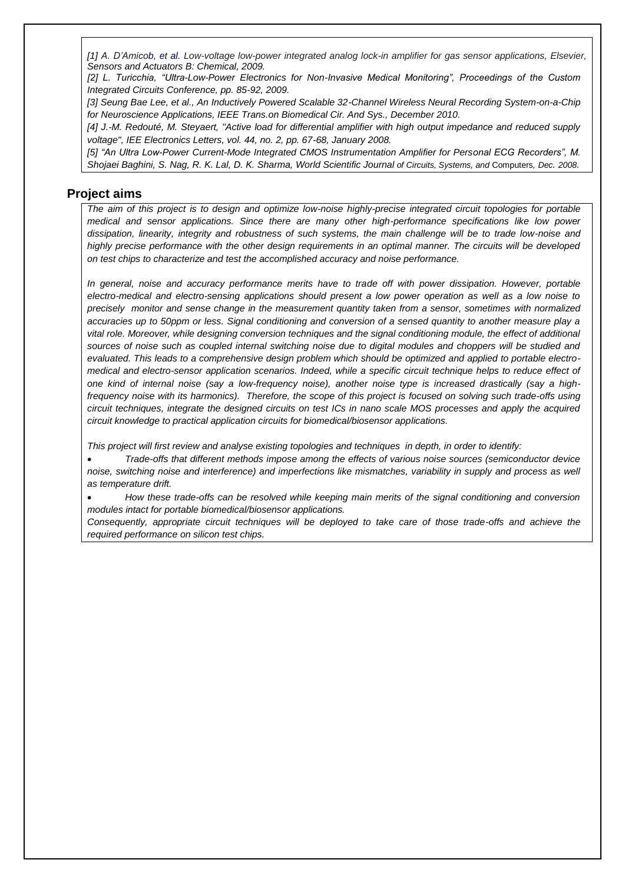*[1] A. D'Amicob, et al. Low-voltage low-power integrated analog lock-in amplifier for gas sensor applications, Elsevier, Sensors and Actuators B: Chemical, 2009.*

*[2] L. Turicchia, "Ultra-Low-Power Electronics for Non-Invasive Medical Monitoring", Proceedings of the Custom Integrated Circuits Conference, pp. 85-92, 2009.*

*[3] Seung Bae Lee, et al., An Inductively Powered Scalable 32-Channel Wireless Neural Recording System-on-a-Chip for Neuroscience Applications, IEEE Trans.on Biomedical Cir. And Sys., December 2010.*

*[4] J.-M. Redouté, M. Steyaert, "Active load for differential amplifier with high output impedance and reduced supply voltage", IEE Electronics Letters, vol. 44, no. 2, pp. 67-68, January 2008.*

*[5] "An Ultra Low-Power Current-Mode Integrated CMOS Instrumentation Amplifier for Personal ECG Recorders", M. Shojaei Baghini, S. Nag, R. K. Lal, D. K. Sharma, World Scientific Journal of Circuits, Systems, and Computers, Dec. 2008.*

## Project aims

*The aim of this project is to design and optimize low-noise highly-precise integrated circuit topologies for portable medical and sensor applications. Since there are many other high-performance specifications like low power dissipation, linearity, integrity and robustness of such systems, the main challenge will be to trade low-noise and highly precise performance with the other design requirements in an optimal manner. The circuits will be developed on test chips to characterize and test the accomplished accuracy and noise performance.*

*In general, noise and accuracy performance merits have to trade off with power dissipation. However, portable electro-medical and electro-sensing applications should present a low power operation as well as a low noise to precisely monitor and sense change in the measurement quantity taken from a sensor, sometimes with normalized accuracies up to 50ppm or less. Signal conditioning and conversion of a sensed quantity to another measure play a vital role. Moreover, while designing conversion techniques and the signal conditioning module, the effect of additional sources of noise such as coupled internal switching noise due to digital modules and choppers will be studied and evaluated. This leads to a comprehensive design problem which should be optimized and applied to portable electro-medical and electro-sensor application scenarios. Indeed, while a specific circuit technique helps to reduce effect of one kind of internal noise (say a low-frequency noise), another noise type is increased drastically (say a high-frequency noise with its harmonics). Therefore, the scope of this project is focused on solving such trade-offs using circuit techniques, integrate the designed circuits on test ICs in nano scale MOS processes and apply the acquired circuit knowledge to practical application circuits for biomedical/biosensor applications.*

*This project will first review and analyse existing topologies and techniques in depth, in order to identify:*

- *Trade-offs that different methods impose among the effects of various noise sources (semiconductor device noise, switching noise and interference) and imperfections like mismatches, variability in supply and process as well as temperature drift.*
- *How these trade-offs can be resolved while keeping main merits of the signal conditioning and conversion modules intact for portable biomedical/biosensor applications.*

*Consequently, appropriate circuit techniques will be deployed to take care of those trade-offs and achieve the required performance on silicon test chips.*